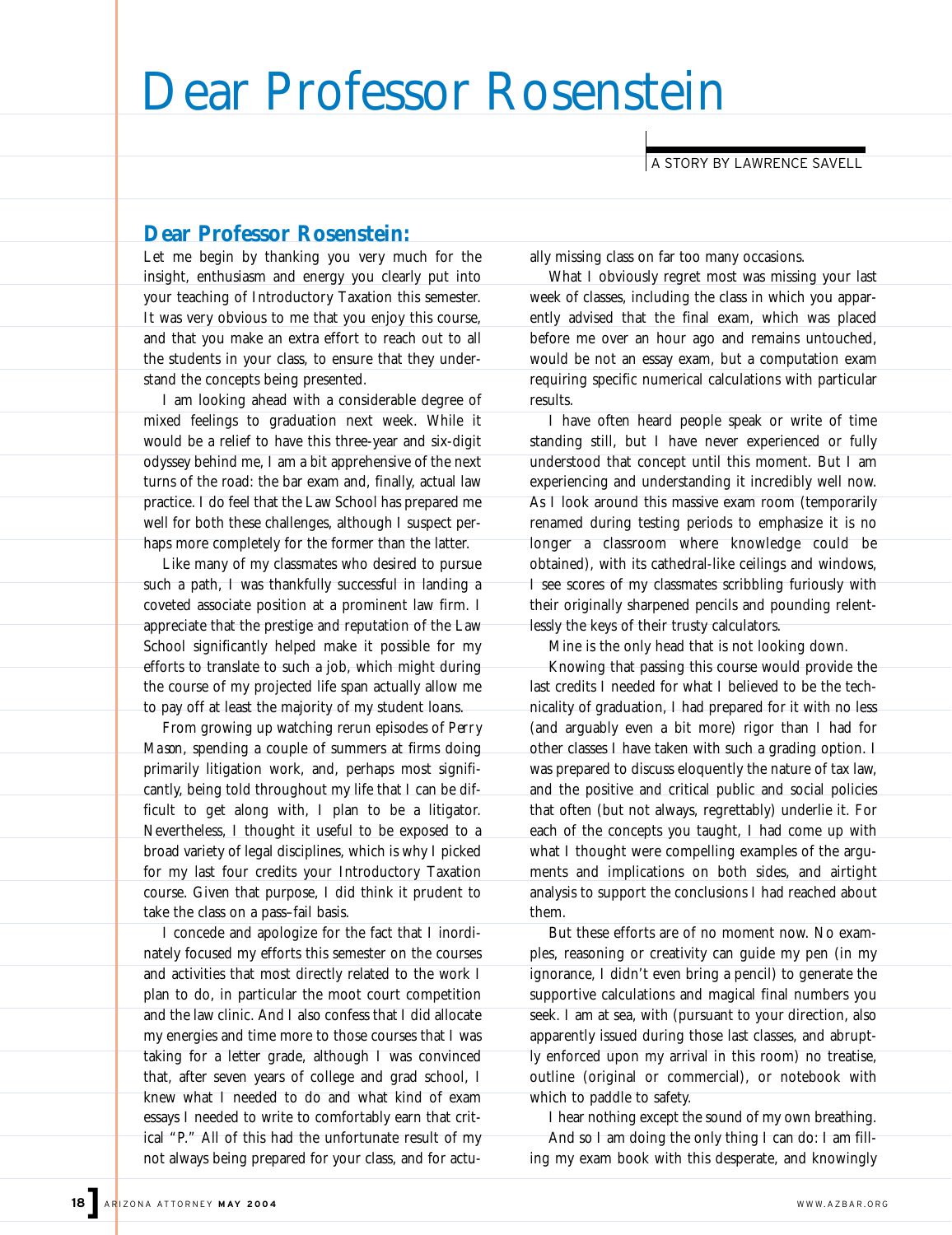# Dear Professor Rosenstein

A STORY BY LAWRENCE SAVELL

### Dear Professor Rosenstein:

Let me begin by thanking you very much for the insight, enthusiasm and energy you clearly put into your teaching of Introductory Taxation this semester. It was very obvious to me that you enjoy this course, and that you make an extra effort to reach out to all the students in your class, to ensure that they understand the concepts being presented.

I am looking ahead with a considerable degree of mixed feelings to graduation next week. While it would be a relief to have this three-year and six-digit odyssey behind me, I am a bit apprehensive of the next turns of the road: the bar exam and, finally, actual law practice. I do feel that the Law School has prepared me well for both these challenges, although I suspect perhaps more completely for the former than the latter.

Like many of my classmates who desired to pursue such a path, I was thankfully successful in landing a coveted associate position at a prominent law firm. I appreciate that the prestige and reputation of the Law School significantly helped make it possible for my efforts to translate to such a job, which might during the course of my projected life span actually allow me to pay off at least the majority of my student loans.

From growing up watching rerun episodes of *Perry Mason*, spending a couple of summers at firms doing primarily litigation work, and, perhaps most significantly, being told throughout my life that I can be difficult to get along with, I plan to be a litigator. Nevertheless, I thought it useful to be exposed to a broad variety of legal disciplines, which is why I picked for my last four credits your Introductory Taxation course. Given that purpose, I did think it prudent to take the class on a pass–fail basis.

I concede and apologize for the fact that I inordinately focused my efforts this semester on the courses and activities that most directly related to the work I plan to do, in particular the moot court competition and the law clinic. And I also confess that I did allocate my energies and time more to those courses that I was taking for a letter grade, although I was convinced that, after seven years of college and grad school, I knew what I needed to do and what kind of exam essays I needed to write to comfortably earn that critical "P." All of this had the unfortunate result of my not always being prepared for your class, and for actually missing class on far too many occasions.

What I obviously regret most was missing your last week of classes, including the class in which you apparently advised that the final exam, which was placed before me over an hour ago and remains untouched, would be not an essay exam, but a computation exam requiring specific numerical calculations with particular results.

I have often heard people speak or write of time standing still, but I have never experienced or fully understood that concept until this moment. But I am experiencing and understanding it incredibly well now. As I look around this massive exam room (temporarily renamed during testing periods to emphasize it is no longer a classroom where knowledge could be obtained), with its cathedral-like ceilings and windows, I see scores of my classmates scribbling furiously with their originally sharpened pencils and pounding relentlessly the keys of their trusty calculators.

Mine is the only head that is not looking down.

Knowing that passing this course would provide the last credits I needed for what I believed to be the technicality of graduation, I had prepared for it with no less (and arguably even a bit more) rigor than I had for other classes I have taken with such a grading option. I was prepared to discuss eloquently the nature of tax law, and the positive and critical public and social policies that often (but not always, regrettably) underlie it. For each of the concepts you taught, I had come up with what I thought were compelling examples of the arguments and implications on both sides, and airtight analysis to support the conclusions I had reached about them.

But these efforts are of no moment now. No examples, reasoning or creativity can guide my pen (in my ignorance, I didn't even bring a pencil) to generate the supportive calculations and magical final numbers you seek. I am at sea, with (pursuant to your direction, also apparently issued during those last classes, and abruptly enforced upon my arrival in this room) no treatise, outline (original or commercial), or notebook with which to paddle to safety.

I hear nothing except the sound of my own breathing.

And so I am doing the only thing I can do: I am filling my exam book with this desperate, and knowingly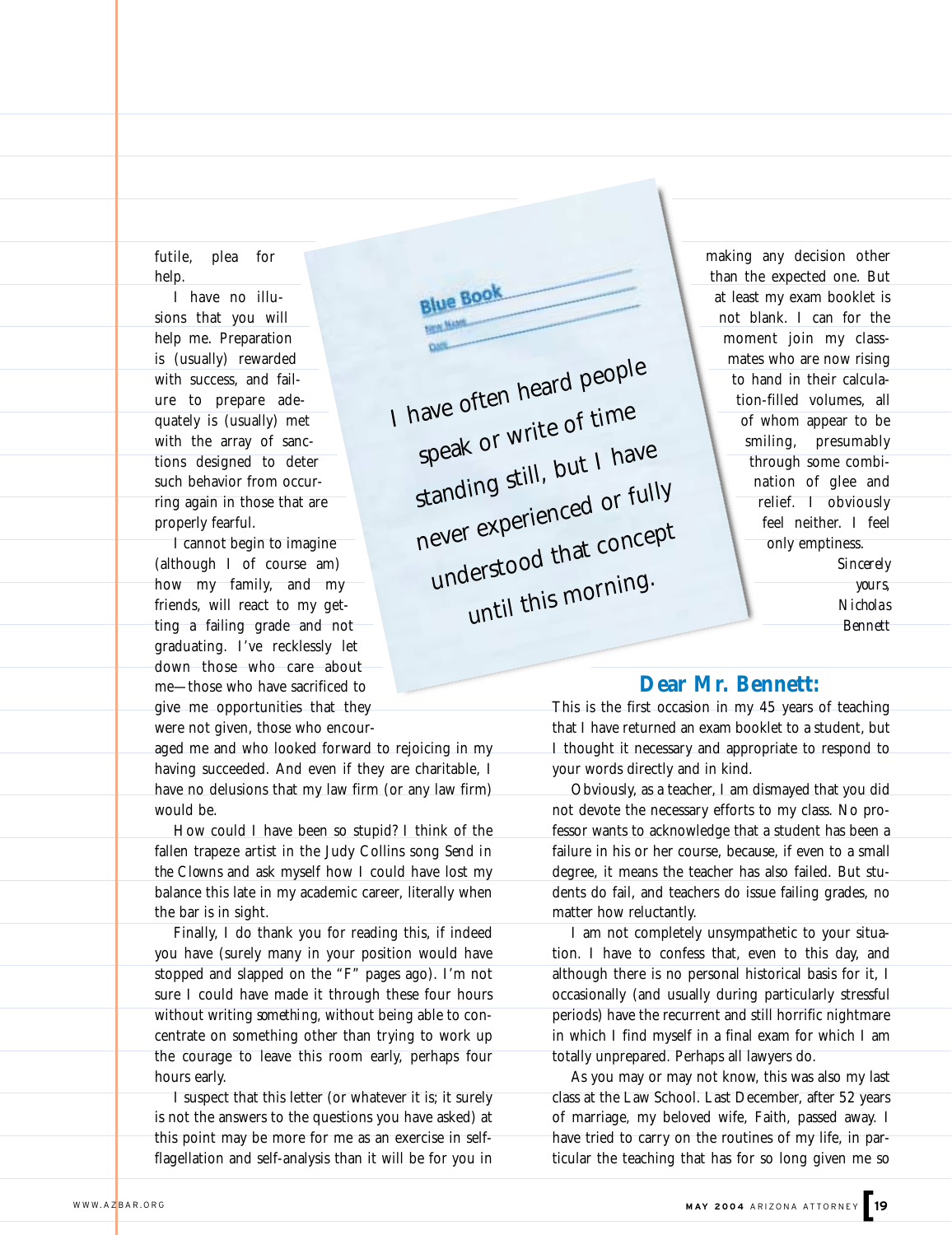futile, plea for help.

I have no illusions that you will help me. Preparation is (usually) rewarded with success, and failure to prepare adequately is (usually) met with the array of sanctions designed to deter such behavior from occurring again in those that are properly fearful.

I cannot begin to imagine (although I of course am) how my family, and my friends, will react to my getting a failing grade and not graduating. I've recklessly let down those who care about me—those who have sacrificed to give me opportunities that they were not given, those who encouraged me and who looked forward to rejoicing in my having succeeded. And even if they are charitable, I have no delusions that my law firm (or any law firm) would be.

How could I have been so stupid? I think of the fallen trapeze artist in the Judy Collins song *Send in the Clowns* and ask myself how I could have lost my balance this late in my academic career, literally when the bar is in sight.

Finally, I do thank you for reading this, if indeed you have (surely many in your position would have stopped and slapped on the "F" pages ago). I'm not sure I could have made it through these four hours without writing *something*, without being able to concentrate on something other than trying to work up the courage to leave this room early, perhaps four hours early.

I suspect that this letter (or whatever it is; it surely is not the answers to the questions you have asked) at this point may be more for me as an exercise in self-flagellation and self-analysis than it will be for you in making any decision other than the expected one. But at least my exam booklet is not blank. I can for the moment join my classmates who are now rising to hand in their calculation-filled volumes, all of whom appear to be smiling, presumably through some combination of glee and relief. I obviously feel neither. I feel only emptiness.

*Sincerely yours,*
*Nicholas Bennett*

> I have often heard people speak or write of time standing still, but I have never experienced or fully understood that concept until this morning.

## Dear Mr. Bennett:

This is the first occasion in my 45 years of teaching that I have returned an exam booklet to a student, but I thought it necessary and appropriate to respond to your words directly and in kind.

Obviously, as a teacher, I am dismayed that you did not devote the necessary efforts to my class. No professor wants to acknowledge that a student has been a failure in his or her course, because, if even to a small degree, it means the teacher has also failed. But students do fail, and teachers do issue failing grades, no matter how reluctantly.

I am not completely unsympathetic to your situation. I have to confess that, even to this day, and although there is no personal historical basis for it, I occasionally (and usually during particularly stressful periods) have the recurrent and still horrific nightmare in which I find myself in a final exam for which I am totally unprepared. Perhaps all lawyers do.

As you may or may not know, this was also my last class at the Law School. Last December, after 52 years of marriage, my beloved wife, Faith, passed away. I have tried to carry on the routines of my life, in particular the teaching that has for so long given me so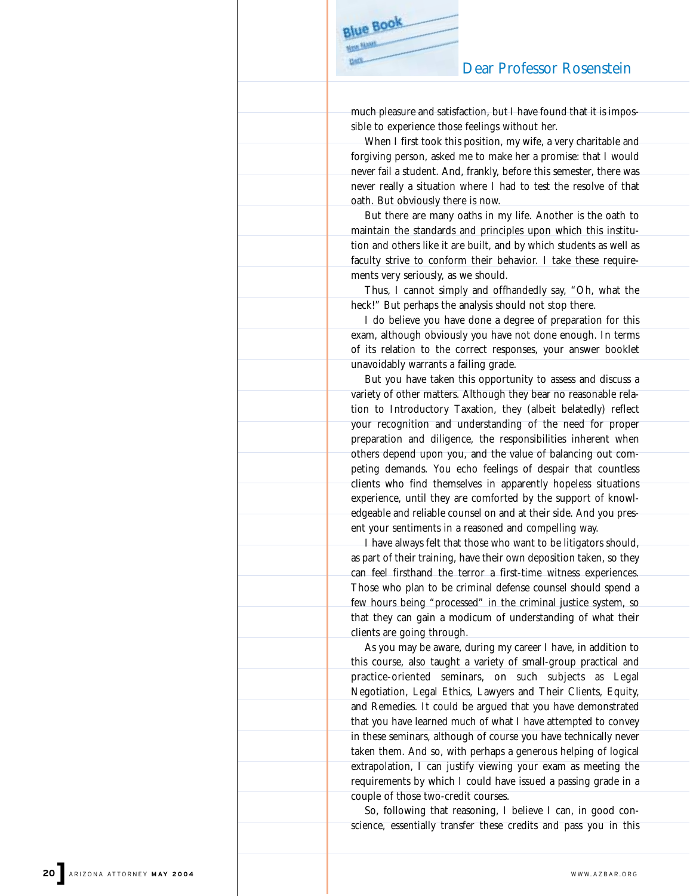much pleasure and satisfaction, but I have found that it is impossible to experience those feelings without her.

When I first took this position, my wife, a very charitable and forgiving person, asked me to make her a promise: that I would never fail a student. And, frankly, before this semester, there was never really a situation where I had to test the resolve of that oath. But obviously there is now.

But there are many oaths in my life. Another is the oath to maintain the standards and principles upon which this institution and others like it are built, and by which students as well as faculty strive to conform their behavior. I take these requirements very seriously, as we should.

Thus, I cannot simply and offhandedly say, "Oh, what the heck!" But perhaps the analysis should not stop there.

I do believe you have done a degree of preparation for this exam, although obviously you have not done enough. In terms of its relation to the correct responses, your answer booklet unavoidably warrants a failing grade.

But you have taken this opportunity to assess and discuss a variety of other matters. Although they bear no reasonable relation to Introductory Taxation, they (albeit belatedly) reflect your recognition and understanding of the need for proper preparation and diligence, the responsibilities inherent when others depend upon you, and the value of balancing out competing demands. You echo feelings of despair that countless clients who find themselves in apparently hopeless situations experience, until they are comforted by the support of knowledgeable and reliable counsel on and at their side. And you present your sentiments in a reasoned and compelling way.

I have always felt that those who want to be litigators should, as part of their training, have their own deposition taken, so they can feel firsthand the terror a first-time witness experiences. Those who plan to be criminal defense counsel should spend a few hours being "processed" in the criminal justice system, so that they can gain a modicum of understanding of what their clients are going through.

As you may be aware, during my career I have, in addition to this course, also taught a variety of small-group practical and practice-oriented seminars, on such subjects as Legal Negotiation, Legal Ethics, Lawyers and Their Clients, Equity, and Remedies. It could be argued that you have demonstrated that you have learned much of what I have attempted to convey in these seminars, although of course you have technically never taken them. And so, with perhaps a generous helping of logical extrapolation, I can justify viewing your exam as meeting the requirements by which I could have issued a passing grade in a couple of those two-credit courses.

So, following that reasoning, I believe I can, in good conscience, essentially transfer these credits and pass you in this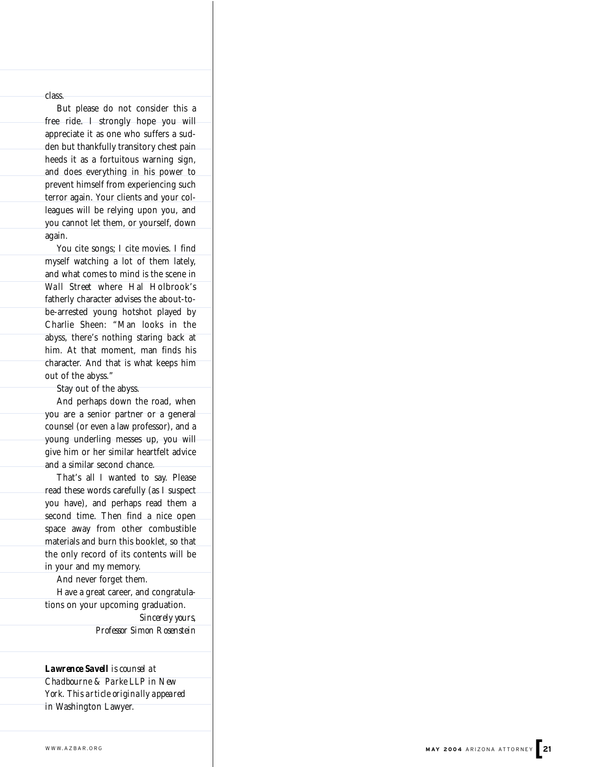class.

But please do not consider this a free ride. I strongly hope you will appreciate it as one who suffers a sudden but thankfully transitory chest pain heeds it as a fortuitous warning sign, and does everything in his power to prevent himself from experiencing such terror again. Your clients and your colleagues will be relying upon you, and you cannot let them, or yourself, down again.

You cite songs; I cite movies. I find myself watching a lot of them lately, and what comes to mind is the scene in *Wall Street* where Hal Holbrook's fatherly character advises the about-to-be-arrested young hotshot played by Charlie Sheen: "Man looks in the abyss, there's nothing staring back at him. At that moment, man finds his character. And that is what keeps him out of the abyss."

Stay out of the abyss.

And perhaps down the road, when you are a senior partner or a general counsel (or even a law professor), and a young underling messes up, you will give him or her similar heartfelt advice and a similar second chance.

That's all I wanted to say. Please read these words carefully (as I suspect you have), and perhaps read them a second time. Then find a nice open space away from other combustible materials and burn this booklet, so that the only record of its contents will be in your and my memory.

And never forget them.

Have a great career, and congratulations on your upcoming graduation.

*Sincerely yours,*
*Professor Simon Rosenstein*

***Lawrence Savell*** *is counsel at Chadbourne & Parke LLP in New York. This article originally appeared in* Washington Lawyer.